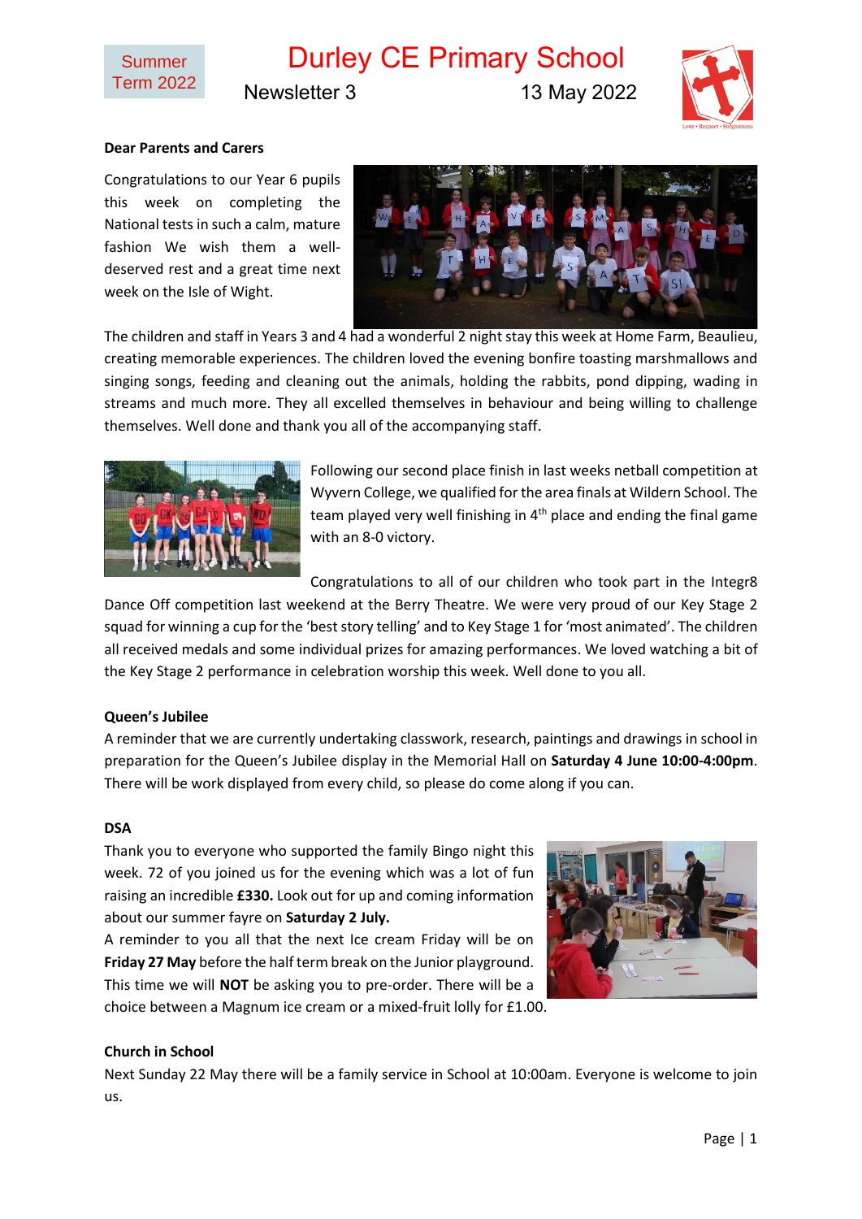Summer Term 2022

# Durley CE Primary School

Newsletter 3 13 May 2022

**Dear Parents and Carers**

Congratulations to our Year 6 pupils this week on completing the National tests in such a calm, mature fashion We wish them a well-deserved rest and a great time next week on the Isle of Wight.

The children and staff in Years 3 and 4 had a wonderful 2 night stay this week at Home Farm, Beaulieu, creating memorable experiences. The children loved the evening bonfire toasting marshmallows and singing songs, feeding and cleaning out the animals, holding the rabbits, pond dipping, wading in streams and much more. They all excelled themselves in behaviour and being willing to challenge themselves. Well done and thank you all of the accompanying staff.

Following our second place finish in last weeks netball competition at Wyvern College, we qualified for the area finals at Wildern School. The team played very well finishing in 4th place and ending the final game with an 8-0 victory.

Congratulations to all of our children who took part in the Integr8 Dance Off competition last weekend at the Berry Theatre. We were very proud of our Key Stage 2 squad for winning a cup for the 'best story telling' and to Key Stage 1 for 'most animated'. The children all received medals and some individual prizes for amazing performances. We loved watching a bit of the Key Stage 2 performance in celebration worship this week. Well done to you all.

**Queen's Jubilee**

A reminder that we are currently undertaking classwork, research, paintings and drawings in school in preparation for the Queen's Jubilee display in the Memorial Hall on **Saturday 4 June 10:00-4:00pm**. There will be work displayed from every child, so please do come along if you can.

**DSA**

Thank you to everyone who supported the family Bingo night this week. 72 of you joined us for the evening which was a lot of fun raising an incredible **£330.** Look out for up and coming information about our summer fayre on **Saturday 2 July.**

A reminder to you all that the next Ice cream Friday will be on **Friday 27 May** before the half term break on the Junior playground. This time we will **NOT** be asking you to pre-order. There will be a choice between a Magnum ice cream or a mixed-fruit lolly for £1.00.

**Church in School**

Next Sunday 22 May there will be a family service in School at 10:00am. Everyone is welcome to join us.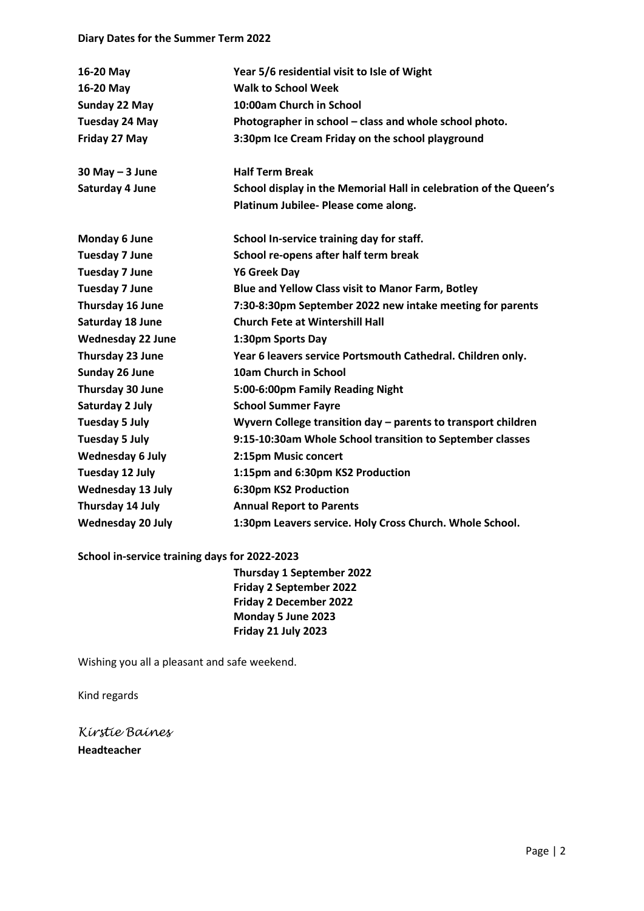**Diary Dates for the Summer Term 2022**

| | |
|---|---|
| **16-20 May** | **Year 5/6 residential visit to Isle of Wight** |
| **16-20 May** | **Walk to School Week** |
| **Sunday 22 May** | **10:00am Church in School** |
| **Tuesday 24 May** | **Photographer in school – class and whole school photo.** |
| **Friday 27 May** | **3:30pm Ice Cream Friday on the school playground** |
| **30 May – 3 June** | **Half Term Break** |
| **Saturday 4 June** | **School display in the Memorial Hall in celebration of the Queen's Platinum Jubilee- Please come along.** |
| **Monday 6 June** | **School In-service training day for staff.** |
| **Tuesday 7 June** | **School re-opens after half term break** |
| **Tuesday 7 June** | **Y6 Greek Day** |
| **Tuesday 7 June** | **Blue and Yellow Class visit to Manor Farm, Botley** |
| **Thursday 16 June** | **7:30-8:30pm September 2022 new intake meeting for parents** |
| **Saturday 18 June** | **Church Fete at Wintershill Hall** |
| **Wednesday 22 June** | **1:30pm Sports Day** |
| **Thursday 23 June** | **Year 6 leavers service Portsmouth Cathedral. Children only.** |
| **Sunday 26 June** | **10am Church in School** |
| **Thursday 30 June** | **5:00-6:00pm Family Reading Night** |
| **Saturday 2 July** | **School Summer Fayre** |
| **Tuesday 5 July** | **Wyvern College transition day – parents to transport children** |
| **Tuesday 5 July** | **9:15-10:30am Whole School transition to September classes** |
| **Wednesday 6 July** | **2:15pm Music concert** |
| **Tuesday 12 July** | **1:15pm and 6:30pm KS2 Production** |
| **Wednesday 13 July** | **6:30pm KS2 Production** |
| **Thursday 14 July** | **Annual Report to Parents** |
| **Wednesday 20 July** | **1:30pm Leavers service. Holy Cross Church. Whole School.** |

**School in-service training days for 2022-2023**

**Thursday 1 September 2022**
**Friday 2 September 2022**
**Friday 2 December 2022**
**Monday 5 June 2023**
**Friday 21 July 2023**

Wishing you all a pleasant and safe weekend.

Kind regards

*Kirstie Baines*
**Headteacher**